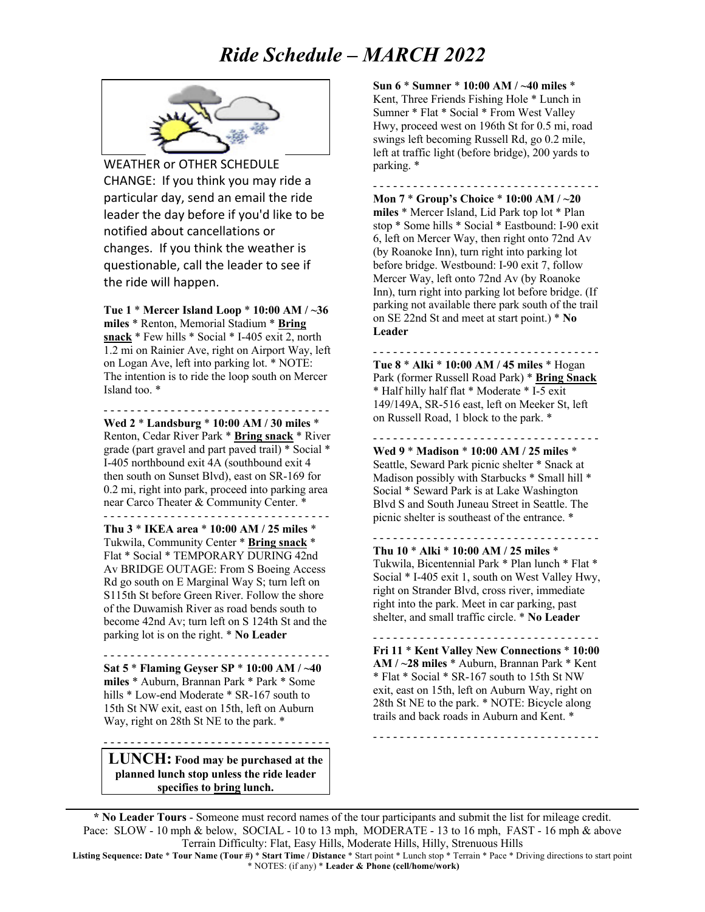# *Ride Schedule – MARCH 2022*

WEATHER or OTHER SCHEDULE CHANGE: If you think you may ride a particular day, send an email the ride leader the day before if you'd like to be notified about cancellations or changes. If you think the weather is questionable, call the leader to see if the ride will happen.

**Tue 1** * **Mercer Island Loop** * **10:00 AM / ~36 miles** * Renton, Memorial Stadium * **Bring snack** * Few hills * Social * I-405 exit 2, north 1.2 mi on Rainier Ave, right on Airport Way, left on Logan Ave, left into parking lot. * NOTE: The intention is to ride the loop south on Mercer Island too. *

- - - - - - - - - - - - - - - - - - - - - - - - - - - - - - - - -

**Wed 2** * **Landsburg** * **10:00 AM / 30 miles** * Renton, Cedar River Park * **Bring snack** * River grade (part gravel and part paved trail) * Social * I-405 northbound exit 4A (southbound exit 4 then south on Sunset Blvd), east on SR-169 for 0.2 mi, right into park, proceed into parking area near Carco Theater & Community Center. *

- - - - - - - - - - - - - - - - - - - - - - - - - - - - - - - - -

**Thu 3** * **IKEA area** * **10:00 AM / 25 miles** * Tukwila, Community Center * **Bring snack** * Flat * Social * TEMPORARY DURING 42nd Av BRIDGE OUTAGE: From S Boeing Access Rd go south on E Marginal Way S; turn left on S115th St before Green River. Follow the shore of the Duwamish River as road bends south to become 42nd Av; turn left on S 124th St and the parking lot is on the right. * **No Leader**

- - - - - - - - - - - - - - - - - - - - - - - - - - - - - - - - -

**Sat 5** * **Flaming Geyser SP** * **10:00 AM / ~40 miles** * Auburn, Brannan Park * Park * Some hills * Low-end Moderate * SR-167 south to 15th St NW exit, east on 15th, left on Auburn Way, right on 28th St NE to the park. *

- - - - - - - - - - - - - - - - - - - - - - - - - - - - - - - - -

**LUNCH: Food may be purchased at the planned lunch stop unless the ride leader specifies to bring lunch.**

**Sun 6** * **Sumner** * **10:00 AM / ~40 miles** * Kent, Three Friends Fishing Hole * Lunch in Sumner * Flat * Social * From West Valley Hwy, proceed west on 196th St for 0.5 mi, road swings left becoming Russell Rd, go 0.2 mile, left at traffic light (before bridge), 200 yards to parking. *

- - - - - - - - - - - - - - - - - - - - - - - - - - - - - - - - -

**Mon 7** * **Group's Choice** * **10:00 AM / ~20 miles** * Mercer Island, Lid Park top lot * Plan stop * Some hills * Social * Eastbound: I-90 exit 6, left on Mercer Way, then right onto 72nd Av (by Roanoke Inn), turn right into parking lot before bridge. Westbound: I-90 exit 7, follow Mercer Way, left onto 72nd Av (by Roanoke Inn), turn right into parking lot before bridge. (If parking not available there park south of the trail on SE 22nd St and meet at start point.) * **No Leader**

- - - - - - - - - - - - - - - - - - - - - - - - - - - - - - - - -

**Tue 8** * **Alki** * **10:00 AM / 45 miles** * Hogan Park (former Russell Road Park) * **Bring Snack** * Half hilly half flat * Moderate * I-5 exit 149/149A, SR-516 east, left on Meeker St, left on Russell Road, 1 block to the park. *

- - - - - - - - - - - - - - - - - - - - - - - - - - - - - - - - -

**Wed 9** * **Madison** * **10:00 AM / 25 miles** * Seattle, Seward Park picnic shelter * Snack at Madison possibly with Starbucks * Small hill * Social * Seward Park is at Lake Washington Blvd S and South Juneau Street in Seattle. The picnic shelter is southeast of the entrance. *

- - - - - - - - - - - - - - - - - - - - - - - - - - - - - - - - -

**Thu 10** * **Alki** * **10:00 AM / 25 miles** * Tukwila, Bicentennial Park * Plan lunch * Flat * Social * I-405 exit 1, south on West Valley Hwy, right on Strander Blvd, cross river, immediate right into the park. Meet in car parking, past shelter, and small traffic circle. * **No Leader**

- - - - - - - - - - - - - - - - - - - - - - - - - - - - - - - - -

**Fri 11** * **Kent Valley New Connections** * **10:00 AM / ~28 miles** * Auburn, Brannan Park * Kent * Flat * Social * SR-167 south to 15th St NW exit, east on 15th, left on Auburn Way, right on 28th St NE to the park. * NOTE: Bicycle along trails and back roads in Auburn and Kent. *

- - - - - - - - - - - - - - - - - - - - - - - - - - - - - - - - -

**\* No Leader Tours** - Someone must record names of the tour participants and submit the list for mileage credit.
Pace: SLOW - 10 mph & below, SOCIAL - 10 to 13 mph, MODERATE - 13 to 16 mph, FAST - 16 mph & above
Terrain Difficulty: Flat, Easy Hills, Moderate Hills, Hilly, Strenuous Hills
**Listing Sequence: Date** * **Tour Name (Tour #)** * **Start Time / Distance** * Start point * Lunch stop * Terrain * Pace * Driving directions to start point * NOTES: (if any) * **Leader & Phone (cell/home/work)**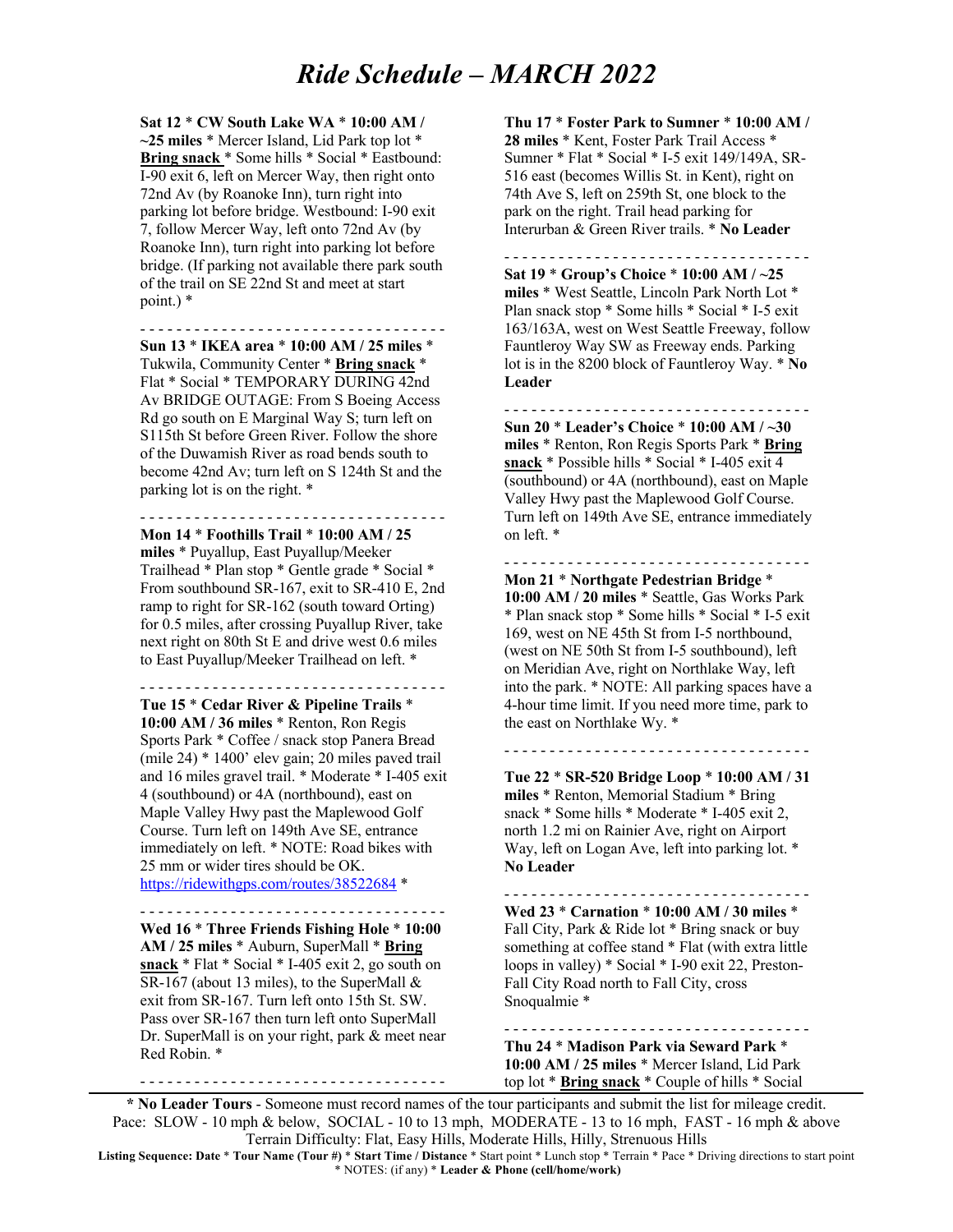# *Ride Schedule – MARCH 2022*

**Sat 12** * **CW South Lake WA** * **10:00 AM / ~25 miles** * Mercer Island, Lid Park top lot * **Bring snack** * Some hills * Social * Eastbound: I-90 exit 6, left on Mercer Way, then right onto 72nd Av (by Roanoke Inn), turn right into parking lot before bridge. Westbound: I-90 exit 7, follow Mercer Way, left onto 72nd Av (by Roanoke Inn), turn right into parking lot before bridge. (If parking not available there park south of the trail on SE 22nd St and meet at start point.) *

- - - - - - - - - - - - - - - - - - - - - - - - - - - - - - - - -

**Sun 13** * **IKEA area** * **10:00 AM / 25 miles** * Tukwila, Community Center * **Bring snack** * Flat * Social * TEMPORARY DURING 42nd Av BRIDGE OUTAGE: From S Boeing Access Rd go south on E Marginal Way S; turn left on S115th St before Green River. Follow the shore of the Duwamish River as road bends south to become 42nd Av; turn left on S 124th St and the parking lot is on the right. *

- - - - - - - - - - - - - - - - - - - - - - - - - - - - - - - - -

**Mon 14** * **Foothills Trail** * **10:00 AM / 25 miles** * Puyallup, East Puyallup/Meeker Trailhead * Plan stop * Gentle grade * Social * From southbound SR-167, exit to SR-410 E, 2nd ramp to right for SR-162 (south toward Orting) for 0.5 miles, after crossing Puyallup River, take next right on 80th St E and drive west 0.6 miles to East Puyallup/Meeker Trailhead on left. *

- - - - - - - - - - - - - - - - - - - - - - - - - - - - - - - - -

**Tue 15** * **Cedar River & Pipeline Trails** * **10:00 AM / 36 miles** * Renton, Ron Regis Sports Park * Coffee / snack stop Panera Bread (mile 24) * 1400' elev gain; 20 miles paved trail and 16 miles gravel trail. * Moderate * I-405 exit 4 (southbound) or 4A (northbound), east on Maple Valley Hwy past the Maplewood Golf Course. Turn left on 149th Ave SE, entrance immediately on left. * NOTE: Road bikes with 25 mm or wider tires should be OK. https://ridewithgps.com/routes/38522684 *

- - - - - - - - - - - - - - - - - - - - - - - - - - - - - - - - -

**Wed 16** * **Three Friends Fishing Hole** * **10:00 AM / 25 miles** * Auburn, SuperMall * **Bring snack** * Flat * Social * I-405 exit 2, go south on SR-167 (about 13 miles), to the SuperMall & exit from SR-167. Turn left onto 15th St. SW. Pass over SR-167 then turn left onto SuperMall Dr. SuperMall is on your right, park & meet near Red Robin. *

- - - - - - - - - - - - - - - - - - - - - - - - - - - - - - - - -

**Thu 17** * **Foster Park to Sumner** * **10:00 AM / 28 miles** * Kent, Foster Park Trail Access * Sumner * Flat * Social * I-5 exit 149/149A, SR-516 east (becomes Willis St. in Kent), right on 74th Ave S, left on 259th St, one block to the park on the right. Trail head parking for Interurban & Green River trails. * **No Leader**

- - - - - - - - - - - - - - - - - - - - - - - - - - - - - - - - -

**Sat 19** * **Group's Choice** * **10:00 AM / ~25 miles** * West Seattle, Lincoln Park North Lot * Plan snack stop * Some hills * Social * I-5 exit 163/163A, west on West Seattle Freeway, follow Fauntleroy Way SW as Freeway ends. Parking lot is in the 8200 block of Fauntleroy Way. * **No Leader**

- - - - - - - - - - - - - - - - - - - - - - - - - - - - - - - - -

**Sun 20** * **Leader's Choice** * **10:00 AM / ~30 miles** * Renton, Ron Regis Sports Park * **Bring snack** * Possible hills * Social * I-405 exit 4 (southbound) or 4A (northbound), east on Maple Valley Hwy past the Maplewood Golf Course. Turn left on 149th Ave SE, entrance immediately on left. *

- - - - - - - - - - - - - - - - - - - - - - - - - - - - - - - - -

**Mon 21** * **Northgate Pedestrian Bridge** * **10:00 AM / 20 miles** * Seattle, Gas Works Park * Plan snack stop * Some hills * Social * I-5 exit 169, west on NE 45th St from I-5 northbound, (west on NE 50th St from I-5 southbound), left on Meridian Ave, right on Northlake Way, left into the park. * NOTE: All parking spaces have a 4-hour time limit. If you need more time, park to the east on Northlake Wy. *

- - - - - - - - - - - - - - - - - - - - - - - - - - - - - - - - -

**Tue 22** * **SR-520 Bridge Loop** * **10:00 AM / 31 miles** * Renton, Memorial Stadium * Bring snack * Some hills * Moderate * I-405 exit 2, north 1.2 mi on Rainier Ave, right on Airport Way, left on Logan Ave, left into parking lot. * **No Leader**

- - - - - - - - - - - - - - - - - - - - - - - - - - - - - - - - -

**Wed 23** * **Carnation** * **10:00 AM / 30 miles** * Fall City, Park & Ride lot * Bring snack or buy something at coffee stand * Flat (with extra little loops in valley) * Social * I-90 exit 22, Preston-Fall City Road north to Fall City, cross Snoqualmie *

- - - - - - - - - - - - - - - - - - - - - - - - - - - - - - - - -

**Thu 24** * **Madison Park via Seward Park** * **10:00 AM / 25 miles** * Mercer Island, Lid Park top lot * **Bring snack** * Couple of hills * Social

---

**\* No Leader Tours** - Someone must record names of the tour participants and submit the list for mileage credit.
Pace: SLOW - 10 mph & below, SOCIAL - 10 to 13 mph, MODERATE - 13 to 16 mph, FAST - 16 mph & above
Terrain Difficulty: Flat, Easy Hills, Moderate Hills, Hilly, Strenuous Hills

**Listing Sequence: Date** * **Tour Name (Tour #)** * **Start Time / Distance** * Start point * Lunch stop * Terrain * Pace * Driving directions to start point * NOTES: (if any) * **Leader & Phone (cell/home/work)**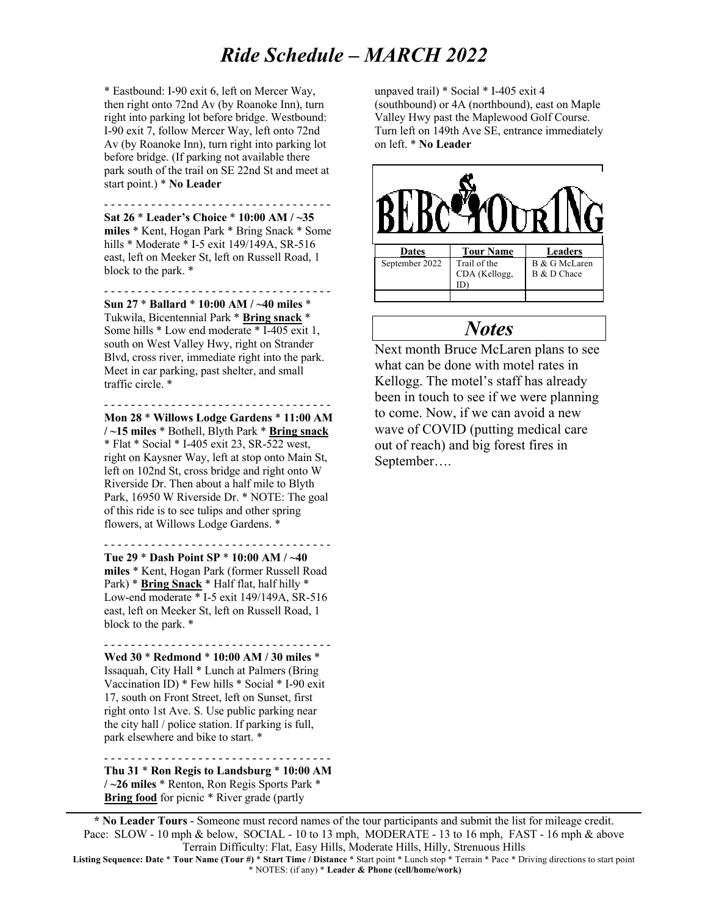# *Ride Schedule – MARCH 2022*

* Eastbound: I-90 exit 6, left on Mercer Way, then right onto 72nd Av (by Roanoke Inn), turn right into parking lot before bridge. Westbound: I-90 exit 7, follow Mercer Way, left onto 72nd Av (by Roanoke Inn), turn right into parking lot before bridge. (If parking not available there park south of the trail on SE 22nd St and meet at start point.) * **No Leader**

- - - - - - - - - - - - - - - - - - - - - - - - - - - - - - - - -

**Sat 26** * **Leader's Choice** * **10:00 AM / ~35 miles** * Kent, Hogan Park * Bring Snack * Some hills * Moderate * I-5 exit 149/149A, SR-516 east, left on Meeker St, left on Russell Road, 1 block to the park. *

- - - - - - - - - - - - - - - - - - - - - - - - - - - - - - - - -

**Sun 27** * **Ballard** * **10:00 AM / ~40 miles** * Tukwila, Bicentennial Park * **Bring snack** * Some hills * Low end moderate * I-405 exit 1, south on West Valley Hwy, right on Strander Blvd, cross river, immediate right into the park. Meet in car parking, past shelter, and small traffic circle. *

- - - - - - - - - - - - - - - - - - - - - - - - - - - - - - - - -

**Mon 28** * **Willows Lodge Gardens** * **11:00 AM / ~15 miles** * Bothell, Blyth Park * **Bring snack** * Flat * Social * I-405 exit 23, SR-522 west, right on Kaysner Way, left at stop onto Main St, left on 102nd St, cross bridge and right onto W Riverside Dr. Then about a half mile to Blyth Park, 16950 W Riverside Dr. * NOTE: The goal of this ride is to see tulips and other spring flowers, at Willows Lodge Gardens. *

- - - - - - - - - - - - - - - - - - - - - - - - - - - - - - - - -

**Tue 29** * **Dash Point SP** * **10:00 AM / ~40 miles** * Kent, Hogan Park (former Russell Road Park) * **Bring Snack** * Half flat, half hilly * Low-end moderate * I-5 exit 149/149A, SR-516 east, left on Meeker St, left on Russell Road, 1 block to the park. *

- - - - - - - - - - - - - - - - - - - - - - - - - - - - - - - - -

**Wed 30** * **Redmond** * **10:00 AM / 30 miles** * Issaquah, City Hall * Lunch at Palmers (Bring Vaccination ID) * Few hills * Social * I-90 exit 17, south on Front Street, left on Sunset, first right onto 1st Ave. S. Use public parking near the city hall / police station. If parking is full, park elsewhere and bike to start. *

- - - - - - - - - - - - - - - - - - - - - - - - - - - - - - - - -

**Thu 31** * **Ron Regis to Landsburg** * **10:00 AM / ~26 miles** * Renton, Ron Regis Sports Park * **Bring food** for picnic * River grade (partly unpaved trail) * Social * I-405 exit 4 (southbound) or 4A (northbound), east on Maple Valley Hwy past the Maplewood Golf Course. Turn left on 149th Ave SE, entrance immediately on left. * **No Leader**

BEBC TOURING

| Dates | Tour Name | Leaders |
|---|---|---|
| September 2022 | Trail of the CDA (Kellogg, ID) | B & G McLaren<br>B & D Chace |
| | | |

## *Notes*

Next month Bruce McLaren plans to see what can be done with motel rates in Kellogg. The motel's staff has already been in touch to see if we were planning to come. Now, if we can avoid a new wave of COVID (putting medical care out of reach) and big forest fires in September….

**\* No Leader Tours** - Someone must record names of the tour participants and submit the list for mileage credit.
Pace: SLOW - 10 mph & below, SOCIAL - 10 to 13 mph, MODERATE - 13 to 16 mph, FAST - 16 mph & above
Terrain Difficulty: Flat, Easy Hills, Moderate Hills, Hilly, Strenuous Hills
**Listing Sequence: Date** * **Tour Name (Tour #)** * **Start Time / Distance** * Start point * Lunch stop * Terrain * Pace * Driving directions to start point * NOTES: (if any) * **Leader & Phone (cell/home/work)**